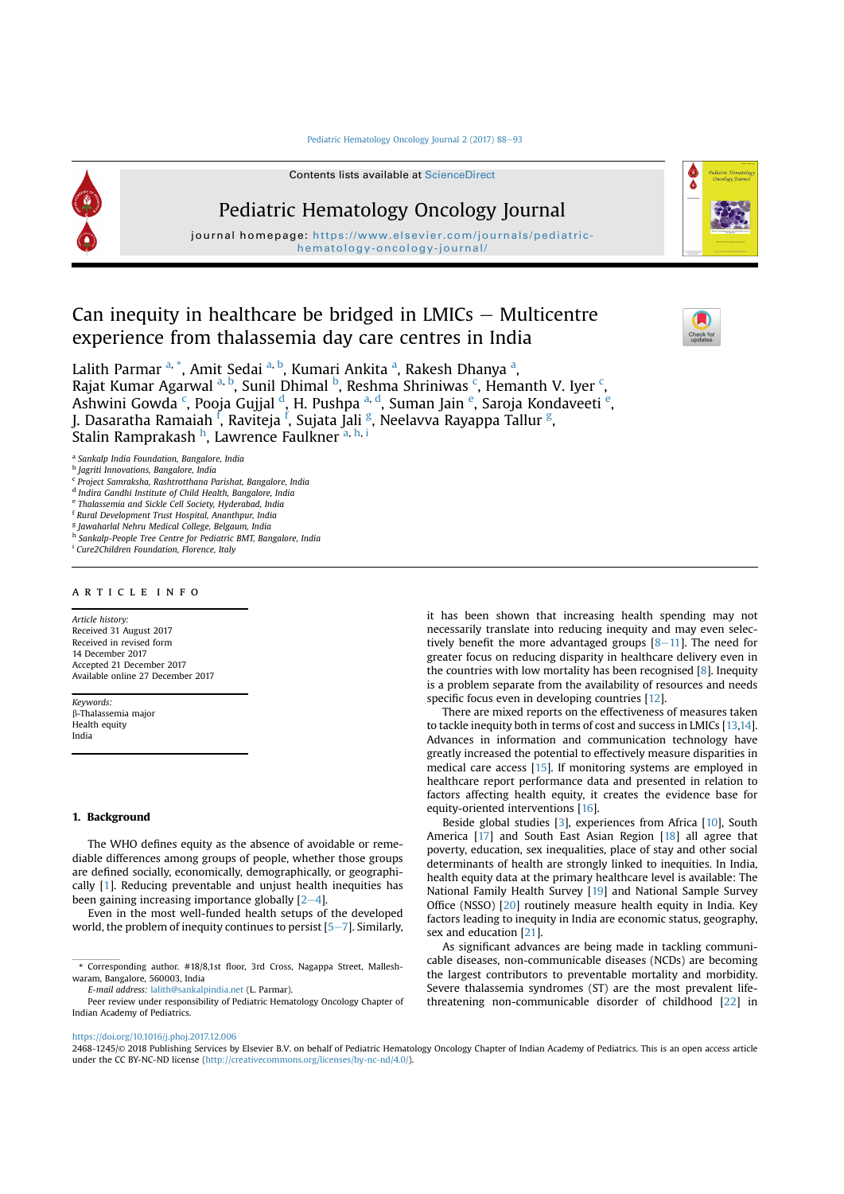Contents lists available at ScienceDirect

# Pediatric Hematology Oncology Journal

journal homepage: https://www.elsevier.com/journals/pediatric-hematology-oncology-journal/

# Can inequity in healthcare be bridged in LMICs − Multicentre experience from thalassemia day care centres in India

Lalith Parmar [a,*], Amit Sedai [a,b], Kumari Ankita [a], Rakesh Dhanya [a], Rajat Kumar Agarwal [a,b], Sunil Dhimal [b], Reshma Shriniwas [c], Hemanth V. Iyer [c], Ashwini Gowda [c], Pooja Gujjal [d], H. Pushpa [a,d], Suman Jain [e], Saroja Kondaveeti [e], J. Dasaratha Ramaiah [f], Raviteja [f], Sujata Jali [g], Neelavva Rayappa Tallur [g], Stalin Ramprakash [h], Lawrence Faulkner [a,h,i]

[a] *Sankalp India Foundation, Bangalore, India*
[b] *Jagriti Innovations, Bangalore, India*
[c] *Project Samraksha, Rashtrotthana Parishat, Bangalore, India*
[d] *Indira Gandhi Institute of Child Health, Bangalore, India*
[e] *Thalassemia and Sickle Cell Society, Hyderabad, India*
[f] *Rural Development Trust Hospital, Ananthpur, India*
[g] *Jawaharlal Nehru Medical College, Belgaum, India*
[h] *Sankalp-People Tree Centre for Pediatric BMT, Bangalore, India*
[i] *Cure2Children Foundation, Florence, Italy*

## ARTICLE INFO

*Article history:*
Received 31 August 2017
Received in revised form
14 December 2017
Accepted 21 December 2017
Available online 27 December 2017

*Keywords:*
β-Thalassemia major
Health equity
India

## 1. Background

The WHO defines equity as the absence of avoidable or remediable differences among groups of people, whether those groups are defined socially, economically, demographically, or geographically [1]. Reducing preventable and unjust health inequities has been gaining increasing importance globally [2–4].

Even in the most well-funded health setups of the developed world, the problem of inequity continues to persist [5–7]. Similarly, it has been shown that increasing health spending may not necessarily translate into reducing inequity and may even selectively benefit the more advantaged groups [8–11]. The need for greater focus on reducing disparity in healthcare delivery even in the countries with low mortality has been recognised [8]. Inequity is a problem separate from the availability of resources and needs specific focus even in developing countries [12].

There are mixed reports on the effectiveness of measures taken to tackle inequity both in terms of cost and success in LMICs [13,14]. Advances in information and communication technology have greatly increased the potential to effectively measure disparities in medical care access [15]. If monitoring systems are employed in healthcare report performance data and presented in relation to factors affecting health equity, it creates the evidence base for equity-oriented interventions [16].

Beside global studies [3], experiences from Africa [10], South America [17] and South East Asian Region [18] all agree that poverty, education, sex inequalities, place of stay and other social determinants of health are strongly linked to inequities. In India, health equity data at the primary healthcare level is available: The National Family Health Survey [19] and National Sample Survey Office (NSSO) [20] routinely measure health equity in India. Key factors leading to inequity in India are economic status, geography, sex and education [21].

As significant advances are being made in tackling communicable diseases, non-communicable diseases (NCDs) are becoming the largest contributors to preventable mortality and morbidity. Severe thalassemia syndromes (ST) are the most prevalent life-threatening non-communicable disorder of childhood [22] in

* Corresponding author. #18/8,1st floor, 3rd Cross, Nagappa Street, Malleshwaram, Bangalore, 560003, India
*E-mail address:* lalith@sankalpindia.net (L. Parmar).

Peer review under responsibility of Pediatric Hematology Oncology Chapter of Indian Academy of Pediatrics.

https://doi.org/10.1016/j.phoj.2017.12.006

2468-1245/© 2018 Publishing Services by Elsevier B.V. on behalf of Pediatric Hematology Oncology Chapter of Indian Academy of Pediatrics. This is an open access article under the CC BY-NC-ND license (http://creativecommons.org/licenses/by-nc-nd/4.0/).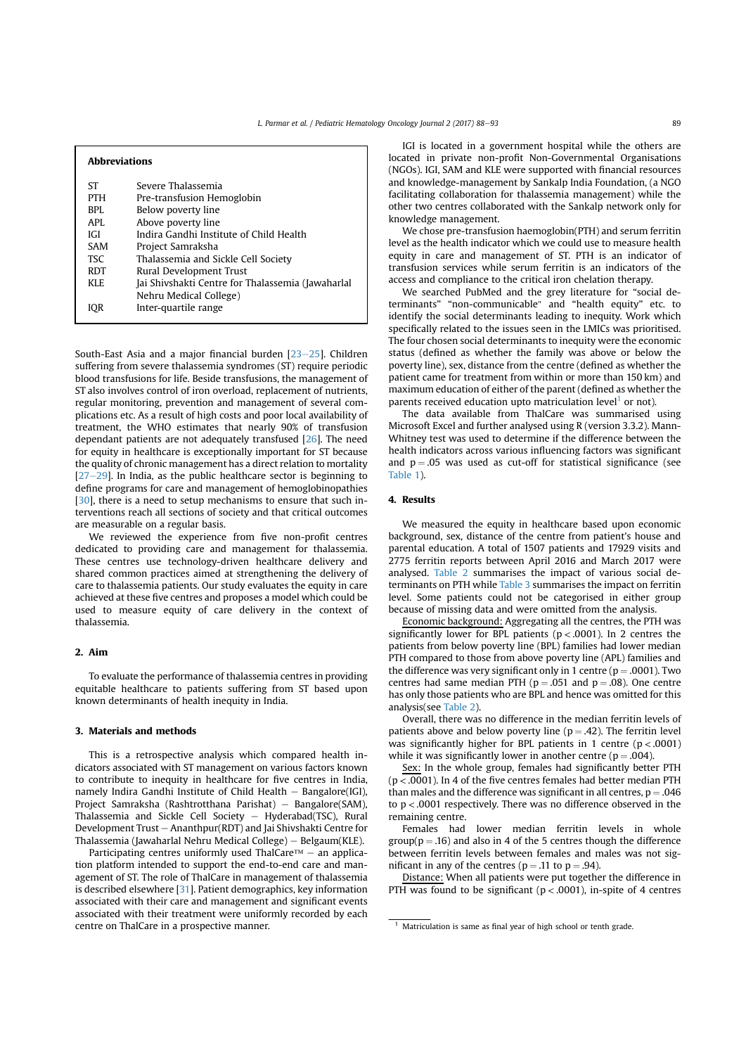## Abbreviations

| | |
|---|---|
| ST | Severe Thalassemia |
| PTH | Pre-transfusion Hemoglobin |
| BPL | Below poverty line |
| APL | Above poverty line |
| IGI | Indira Gandhi Institute of Child Health |
| SAM | Project Samraksha |
| TSC | Thalassemia and Sickle Cell Society |
| RDT | Rural Development Trust |
| KLE | Jai Shivshakti Centre for Thalassemia (Jawaharlal Nehru Medical College) |
| IQR | Inter-quartile range |

South-East Asia and a major financial burden [23–25]. Children suffering from severe thalassemia syndromes (ST) require periodic blood transfusions for life. Beside transfusions, the management of ST also involves control of iron overload, replacement of nutrients, regular monitoring, prevention and management of several complications etc. As a result of high costs and poor local availability of treatment, the WHO estimates that nearly 90% of transfusion dependant patients are not adequately transfused [26]. The need for equity in healthcare is exceptionally important for ST because the quality of chronic management has a direct relation to mortality [27–29]. In India, as the public healthcare sector is beginning to define programs for care and management of hemoglobinopathies [30], there is a need to setup mechanisms to ensure that such interventions reach all sections of society and that critical outcomes are measurable on a regular basis.

We reviewed the experience from five non-profit centres dedicated to providing care and management for thalassemia. These centres use technology-driven healthcare delivery and shared common practices aimed at strengthening the delivery of care to thalassemia patients. Our study evaluates the equity in care achieved at these five centres and proposes a model which could be used to measure equity of care delivery in the context of thalassemia.

## 2. Aim

To evaluate the performance of thalassemia centres in providing equitable healthcare to patients suffering from ST based upon known determinants of health inequity in India.

## 3. Materials and methods

This is a retrospective analysis which compared health indicators associated with ST management on various factors known to contribute to inequity in healthcare for five centres in India, namely Indira Gandhi Institute of Child Health – Bangalore(IGI), Project Samraksha (Rashtrotthana Parishat) – Bangalore(SAM), Thalassemia and Sickle Cell Society – Hyderabad(TSC), Rural Development Trust – Ananthpur(RDT) and Jai Shivshakti Centre for Thalassemia (Jawaharlal Nehru Medical College) – Belgaum(KLE).

Participating centres uniformly used ThalCare™ – an application platform intended to support the end-to-end care and management of ST. The role of ThalCare in management of thalassemia is described elsewhere [31]. Patient demographics, key information associated with their care and management and significant events associated with their treatment were uniformly recorded by each centre on ThalCare in a prospective manner.

IGI is located in a government hospital while the others are located in private non-profit Non-Governmental Organisations (NGOs). IGI, SAM and KLE were supported with financial resources and knowledge-management by Sankalp India Foundation, (a NGO facilitating collaboration for thalassemia management) while the other two centres collaborated with the Sankalp network only for knowledge management.

We chose pre-transfusion haemoglobin(PTH) and serum ferritin level as the health indicator which we could use to measure health equity in care and management of ST. PTH is an indicator of transfusion services while serum ferritin is an indicators of the access and compliance to the critical iron chelation therapy.

We searched PubMed and the grey literature for "social determinants" "non-communicable" and "health equity" etc. to identify the social determinants leading to inequity. Work which specifically related to the issues seen in the LMICs was prioritised. The four chosen social determinants to inequity were the economic status (defined as whether the family was above or below the poverty line), sex, distance from the centre (defined as whether the patient came for treatment from within or more than 150 km) and maximum education of either of the parent (defined as whether the parents received education upto matriculation level[1] or not).

The data available from ThalCare was summarised using Microsoft Excel and further analysed using R (version 3.3.2). Mann-Whitney test was used to determine if the difference between the health indicators across various influencing factors was significant and $p = .05$ was used as cut-off for statistical significance (see Table 1).

## 4. Results

We measured the equity in healthcare based upon economic background, sex, distance of the centre from patient's house and parental education. A total of 1507 patients and 17929 visits and 2775 ferritin reports between April 2016 and March 2017 were analysed. Table 2 summarises the impact of various social determinants on PTH while Table 3 summarises the impact on ferritin level. Some patients could not be categorised in either group because of missing data and were omitted from the analysis.

Economic background: Aggregating all the centres, the PTH was significantly lower for BPL patients ($p < .0001$). In 2 centres the patients from below poverty line (BPL) families had lower median PTH compared to those from above poverty line (APL) families and the difference was very significant only in 1 centre ($p = .0001$). Two centres had same median PTH ($p = .051$ and $p = .08$). One centre has only those patients who are BPL and hence was omitted for this analysis(see Table 2).

Overall, there was no difference in the median ferritin levels of patients above and below poverty line ($p = .42$). The ferritin level was significantly higher for BPL patients in 1 centre ($p < .0001$) while it was significantly lower in another centre ($p = .004$).

Sex: In the whole group, females had significantly better PTH ($p < .0001$). In 4 of the five centres females had better median PTH than males and the difference was significant in all centres, $p = .046$ to $p < .0001$ respectively. There was no difference observed in the remaining centre.

Females had lower median ferritin levels in whole group($p = .16$) and also in 4 of the 5 centres though the difference between ferritin levels between females and males was not significant in any of the centres ($p = .11$ to $p = .94$).

Distance: When all patients were put together the difference in PTH was found to be significant ($p < .0001$), in-spite of 4 centres

[1] Matriculation is same as final year of high school or tenth grade.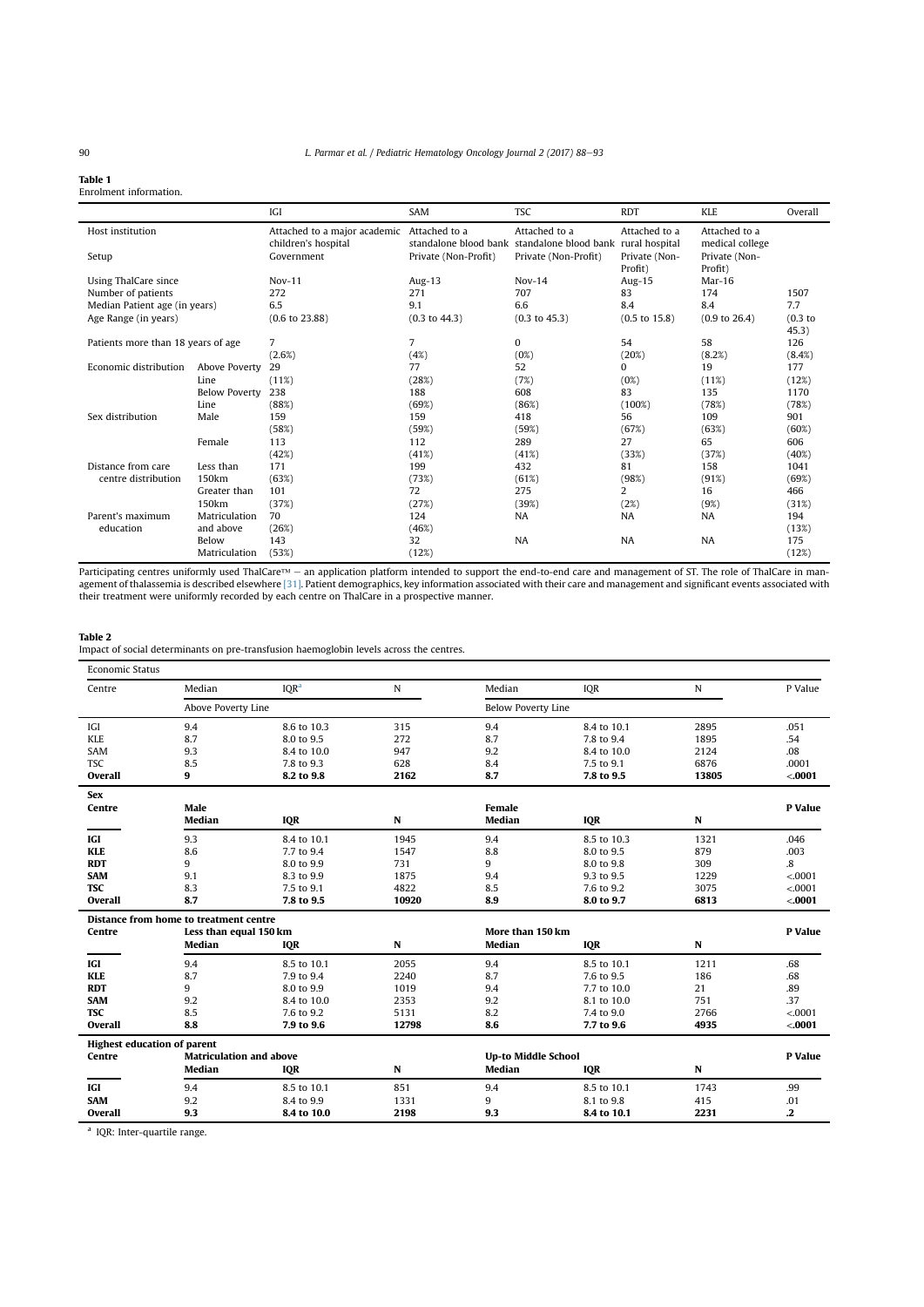**Table 1**
Enrolment information.

| | | IGI | SAM | TSC | RDT | KLE | Overall |
|---|---|---|---|---|---|---|---|
| Host institution | | Attached to a major academic children's hospital | Attached to a standalone blood bank | Attached to a standalone blood bank | Attached to a rural hospital | Attached to a medical college | |
| Setup | | Government | Private (Non-Profit) | Private (Non-Profit) | Private (Non-Profit) | Private (Non-Profit) | |
| Using ThalCare since | | Nov-11 | Aug-13 | Nov-14 | Aug-15 | Mar-16 | |
| Number of patients | | 272 | 271 | 707 | 83 | 174 | 1507 |
| Median Patient age (in years) | | 6.5 | 9.1 | 6.6 | 8.4 | 8.4 | 7.7 |
| Age Range (in years) | | (0.6 to 23.88) | (0.3 to 44.3) | (0.3 to 45.3) | (0.5 to 15.8) | (0.9 to 26.4) | (0.3 to 45.3) |
| Patients more than 18 years of age | | 7 (2.6%) | 7 (4%) | 0 (0%) | 54 (20%) | 58 (8.2%) | 126 (8.4%) |
| Economic distribution | Above Poverty Line | 29 (11%) | 77 (28%) | 52 (7%) | 0 (0%) | 19 (11%) | 177 (12%) |
| | Below Poverty Line | 238 (88%) | 188 (69%) | 608 (86%) | 83 (100%) | 135 (78%) | 1170 (78%) |
| Sex distribution | Male | 159 (58%) | 159 (59%) | 418 (59%) | 56 (67%) | 109 (63%) | 901 (60%) |
| | Female | 113 (42%) | 112 (41%) | 289 (41%) | 27 (33%) | 65 (37%) | 606 (40%) |
| Distance from care centre distribution | Less than 150km | 171 (63%) | 199 (73%) | 432 (61%) | 81 (98%) | 158 (91%) | 1041 (69%) |
| | Greater than 150km | 101 (37%) | 72 (27%) | 275 (39%) | 2 (2%) | 16 (9%) | 466 (31%) |
| Parent's maximum education | Matriculation and above | 70 (26%) | 124 (46%) | NA | NA | NA | 194 (13%) |
| | Below Matriculation | 143 (53%) | 32 (12%) | NA | NA | NA | 175 (12%) |

Participating centres uniformly used ThalCare™ – an application platform intended to support the end-to-end care and management of ST. The role of ThalCare in management of thalassemia is described elsewhere [31]. Patient demographics, key information associated with their care and management and significant events associated with their treatment were uniformly recorded by each centre on ThalCare in a prospective manner.

**Table 2**
Impact of social determinants on pre-transfusion haemoglobin levels across the centres.

| Economic Status | | | | | | | |
|---|---|---|---|---|---|---|---|
| Centre | Above Poverty Line | | | Below Poverty Line | | | P Value |
| | Median | IQR[a] | N | Median | IQR | N | |
| IGI | 9.4 | 8.6 to 10.3 | 315 | 9.4 | 8.4 to 10.1 | 2895 | .051 |
| KLE | 8.7 | 8.0 to 9.5 | 272 | 8.7 | 7.8 to 9.4 | 1895 | .54 |
| SAM | 9.3 | 8.4 to 10.0 | 947 | 9.2 | 8.4 to 10.0 | 2124 | .08 |
| TSC | 8.5 | 7.8 to 9.3 | 628 | 8.4 | 7.5 to 9.1 | 6876 | .0001 |
| **Overall** | **9** | **8.2 to 9.8** | **2162** | **8.7** | **7.8 to 9.5** | **13805** | **<.0001** |
| **Sex** | | | | | | | |
| **Centre** | **Male** | | | **Female** | | | **P Value** |
| | **Median** | **IQR** | **N** | **Median** | **IQR** | **N** | |
| **IGI** | 9.3 | 8.4 to 10.1 | 1945 | 9.4 | 8.5 to 10.3 | 1321 | .046 |
| **KLE** | 8.6 | 7.7 to 9.4 | 1547 | 8.8 | 8.0 to 9.5 | 879 | .003 |
| **RDT** | 9 | 8.0 to 9.9 | 731 | 9 | 8.0 to 9.8 | 309 | .8 |
| **SAM** | 9.1 | 8.3 to 9.9 | 1875 | 9.4 | 9.3 to 9.5 | 1229 | <.0001 |
| **TSC** | 8.3 | 7.5 to 9.1 | 4822 | 8.5 | 7.6 to 9.2 | 3075 | <.0001 |
| **Overall** | **8.7** | **7.8 to 9.5** | **10920** | **8.9** | **8.0 to 9.7** | **6813** | **<.0001** |
| **Distance from home to treatment centre** | | | | | | | |
| **Centre** | **Less than equal 150 km** | | | **More than 150 km** | | | **P Value** |
| | **Median** | **IQR** | **N** | **Median** | **IQR** | **N** | |
| **IGI** | 9.4 | 8.5 to 10.1 | 2055 | 9.4 | 8.5 to 10.1 | 1211 | .68 |
| **KLE** | 8.7 | 7.9 to 9.4 | 2240 | 8.7 | 7.6 to 9.5 | 186 | .68 |
| **RDT** | 9 | 8.0 to 9.9 | 1019 | 9.4 | 7.7 to 10.0 | 21 | .89 |
| **SAM** | 9.2 | 8.4 to 10.0 | 2353 | 9.2 | 8.1 to 10.0 | 751 | .37 |
| **TSC** | 8.5 | 7.6 to 9.2 | 5131 | 8.2 | 7.4 to 9.0 | 2766 | <.0001 |
| **Overall** | **8.8** | **7.9 to 9.6** | **12798** | **8.6** | **7.7 to 9.6** | **4935** | **<.0001** |
| **Highest education of parent** | | | | | | | |
| **Centre** | **Matriculation and above** | | | **Up-to Middle School** | | | **P Value** |
| | **Median** | **IQR** | **N** | **Median** | **IQR** | **N** | |
| **IGI** | 9.4 | 8.5 to 10.1 | 851 | 9.4 | 8.5 to 10.1 | 1743 | .99 |
| **SAM** | 9.2 | 8.4 to 9.9 | 1331 | 9 | 8.1 to 9.8 | 415 | .01 |
| **Overall** | **9.3** | **8.4 to 10.0** | **2198** | **9.3** | **8.4 to 10.1** | **2231** | **.2** |

[a] IQR: Inter-quartile range.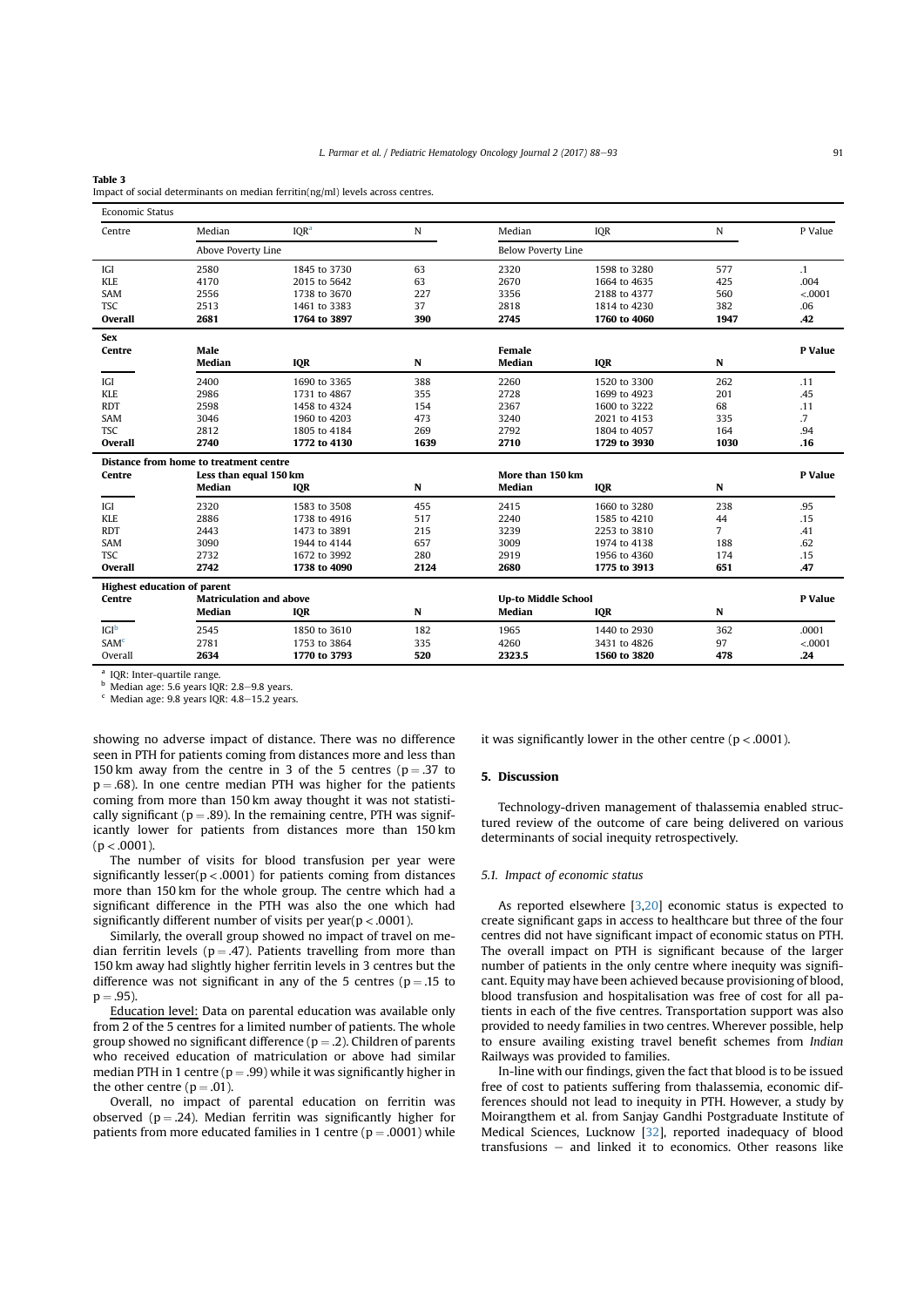**Table 3**
Impact of social determinants on median ferritin(ng/ml) levels across centres.

| Economic Status | | | | | | | |
|---|---|---|---|---|---|---|---|
| Centre | Median | IQR[a] | N | Median | IQR | N | P Value |
| | Above Poverty Line | | | Below Poverty Line | | | |
| IGI | 2580 | 1845 to 3730 | 63 | 2320 | 1598 to 3280 | 577 | .1 |
| KLE | 4170 | 2015 to 5642 | 63 | 2670 | 1664 to 4635 | 425 | .004 |
| SAM | 2556 | 1738 to 3670 | 227 | 3356 | 2188 to 4377 | 560 | <.0001 |
| TSC | 2513 | 1461 to 3383 | 37 | 2818 | 1814 to 4230 | 382 | .06 |
| **Overall** | **2681** | **1764 to 3897** | **390** | **2745** | **1760 to 4060** | **1947** | **.42** |
| **Sex** | | | | | | | |
| **Centre** | **Male** | | | **Female** | | | **P Value** |
| | **Median** | **IQR** | **N** | **Median** | **IQR** | **N** | |
| IGI | 2400 | 1690 to 3365 | 388 | 2260 | 1520 to 3300 | 262 | .11 |
| KLE | 2986 | 1731 to 4867 | 355 | 2728 | 1699 to 4923 | 201 | .45 |
| RDT | 2598 | 1458 to 4324 | 154 | 2367 | 1600 to 3222 | 68 | .11 |
| SAM | 3046 | 1960 to 4203 | 473 | 3240 | 2021 to 4153 | 335 | .7 |
| TSC | 2812 | 1805 to 4184 | 269 | 2792 | 1804 to 4057 | 164 | .94 |
| **Overall** | **2740** | **1772 to 4130** | **1639** | **2710** | **1729 to 3930** | **1030** | **.16** |
| **Distance from home to treatment centre** | | | | | | | |
| **Centre** | **Less than equal 150 km** | | | **More than 150 km** | | | **P Value** |
| | **Median** | **IQR** | **N** | **Median** | **IQR** | **N** | |
| IGI | 2320 | 1583 to 3508 | 455 | 2415 | 1660 to 3280 | 238 | .95 |
| KLE | 2886 | 1738 to 4916 | 517 | 2240 | 1585 to 4210 | 44 | .15 |
| RDT | 2443 | 1473 to 3891 | 215 | 3239 | 2253 to 3810 | 7 | .41 |
| SAM | 3090 | 1944 to 4144 | 657 | 3009 | 1974 to 4138 | 188 | .62 |
| TSC | 2732 | 1672 to 3992 | 280 | 2919 | 1956 to 4360 | 174 | .15 |
| **Overall** | **2742** | **1738 to 4090** | **2124** | **2680** | **1775 to 3913** | **651** | **.47** |
| **Highest education of parent** | | | | | | | |
| **Centre** | **Matriculation and above** | | | **Up-to Middle School** | | | **P Value** |
| | **Median** | **IQR** | **N** | **Median** | **IQR** | **N** | |
| IGI[b] | 2545 | 1850 to 3610 | 182 | 1965 | 1440 to 2930 | 362 | .0001 |
| SAM[c] | 2781 | 1753 to 3864 | 335 | 4260 | 3431 to 4826 | 97 | <.0001 |
| Overall | **2634** | **1770 to 3793** | **520** | **2323.5** | **1560 to 3820** | **478** | **.24** |

[a] IQR: Inter-quartile range.
[b] Median age: 5.6 years IQR: 2.8–9.8 years.
[c] Median age: 9.8 years IQR: 4.8–15.2 years.

showing no adverse impact of distance. There was no difference seen in PTH for patients coming from distances more and less than 150 km away from the centre in 3 of the 5 centres ($p = .37$ to $p = .68$). In one centre median PTH was higher for the patients coming from more than 150 km away thought it was not statistically significant ($p = .89$). In the remaining centre, PTH was significantly lower for patients from distances more than 150 km ($p < .0001$).

The number of visits for blood transfusion per year were significantly lesser($p < .0001$) for patients coming from distances more than 150 km for the whole group. The centre which had a significant difference in the PTH was also the one which had significantly different number of visits per year($p < .0001$).

Similarly, the overall group showed no impact of travel on median ferritin levels ($p = .47$). Patients travelling from more than 150 km away had slightly higher ferritin levels in 3 centres but the difference was not significant in any of the 5 centres ($p = .15$ to $p = .95$).

Education level: Data on parental education was available only from 2 of the 5 centres for a limited number of patients. The whole group showed no significant difference ($p = .2$). Children of parents who received education of matriculation or above had similar median PTH in 1 centre ($p = .99$) while it was significantly higher in the other centre ($p = .01$).

Overall, no impact of parental education on ferritin was observed ($p = .24$). Median ferritin was significantly higher for patients from more educated families in 1 centre ($p = .0001$) while it was significantly lower in the other centre ($p < .0001$).

## 5. Discussion

Technology-driven management of thalassemia enabled structured review of the outcome of care being delivered on various determinants of social inequity retrospectively.

### 5.1. Impact of economic status

As reported elsewhere [3,20] economic status is expected to create significant gaps in access to healthcare but three of the four centres did not have significant impact of economic status on PTH. The overall impact on PTH is significant because of the larger number of patients in the only centre where inequity was significant. Equity may have been achieved because provisioning of blood, blood transfusion and hospitalisation was free of cost for all patients in each of the five centres. Transportation support was also provided to needy families in two centres. Wherever possible, help to ensure availing existing travel benefit schemes from *Indian* Railways was provided to families.

In-line with our findings, given the fact that blood is to be issued free of cost to patients suffering from thalassemia, economic differences should not lead to inequity in PTH. However, a study by Moirangthem et al. from Sanjay Gandhi Postgraduate Institute of Medical Sciences, Lucknow [32], reported inadequacy of blood transfusions – and linked it to economics. Other reasons like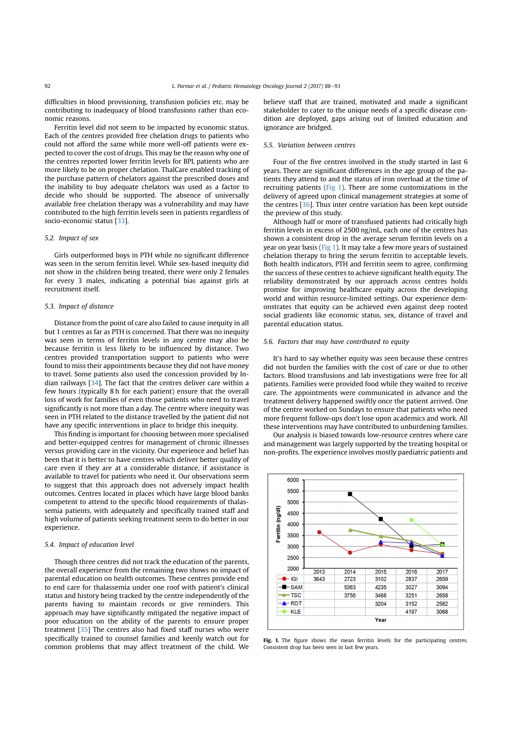difficulties in blood provisioning, transfusion policies etc. may be contributing to inadequacy of blood transfusions rather than economic reasons.

Ferritin level did not seem to be impacted by economic status. Each of the centres provided free chelation drugs to patients who could not afford the same while more well-off patients were expected to cover the cost of drugs. This may be the reason why one of the centres reported lower ferritin levels for BPL patients who are more likely to be on proper chelation. ThalCare enabled tracking of the purchase pattern of chelators against the prescribed doses and the inability to buy adequate chelators was used as a factor to decide who should be supported. The absence of universally available free chelation therapy was a vulnerability and may have contributed to the high ferritin levels seen in patients regardless of socio-economic status [33].

### 5.2. Impact of sex

Girls outperformed boys in PTH while no significant difference was seen in the serum ferritin level. While sex-based inequity did not show in the children being treated, there were only 2 females for every 3 males, indicating a potential bias against girls at recruitment itself.

### 5.3. Impact of distance

Distance from the point of care also failed to cause inequity in all but 1 centres as far as PTH is concerned. That there was no inequity was seen in terms of ferritin levels in any centre may also be because ferritin is less likely to be influenced by distance. Two centres provided transportation support to patients who were found to miss their appointments because they did not have money to travel. Some patients also used the concession provided by Indian railways [34]. The fact that the centres deliver care within a few hours (typically 8 h for each patient) ensure that the overall loss of work for families of even those patients who need to travel significantly is not more than a day. The centre where inequity was seen in PTH related to the distance travelled by the patient did not have any specific interventions in place to bridge this inequity.

This finding is important for choosing between more specialised and better-equipped centres for management of chronic illnesses versus providing care in the vicinity. Our experience and belief has been that it is better to have centres which deliver better quality of care even if they are at a considerable distance, if assistance is available to travel for patients who need it. Our observations seem to suggest that this approach does not adversely impact health outcomes. Centres located in places which have large blood banks competent to attend to the specific blood requirements of thalassemia patients, with adequately and specifically trained staff and high volume of patients seeking treatment seem to do better in our experience.

### 5.4. Impact of education level

Though three centres did not track the education of the parents, the overall experience from the remaining two shows no impact of parental education on health outcomes. These centres provide end to end care for thalassemia under one roof with patient's clinical status and history being tracked by the centre independently of the parents having to maintain records or give reminders. This approach may have significantly mitigated the negative impact of poor education on the ability of the parents to ensure proper treatment [35] The centres also had fixed staff nurses who were specifically trained to counsel families and keenly watch out for common problems that may affect treatment of the child. We believe staff that are trained, motivated and made a significant stakeholder to cater to the unique needs of a specific disease condition are deployed, gaps arising out of limited education and ignorance are bridged.

### 5.5. Variation between centres

Four of the five centres involved in the study started in last 6 years. There are significant differences in the age group of the patients they attend to and the status of iron overload at the time of recruiting patients (Fig 1). There are some customizations in the delivery of agreed upon clinical management strategies at some of the centres [36]. Thus inter centre variation has been kept outside the preview of this study.

Although half or more of transfused patients had critically high ferritin levels in excess of 2500 ng/mL, each one of the centres has shown a consistent drop in the average serum ferritin levels on a year on year basis (Fig 1). It may take a few more years of sustained chelation therapy to bring the serum ferritin to acceptable levels. Both health indicators, PTH and ferritin seem to agree, confirming the success of these centres to achieve significant health equity. The reliability demonstrated by our approach across centres holds promise for improving healthcare equity across the developing world and within resource-limited settings. Our experience demonstrates that equity can be achieved even against deep rooted social gradients like economic status, sex, distance of travel and parental education status.

### 5.6. Factors that may have contributed to equity

It's hard to say whether equity was seen because these centres did not burden the families with the cost of care or due to other factors. Blood transfusions and lab investigations were free for all patients. Families were provided food while they waited to receive care. The appointments were communicated in advance and the treatment delivery happened swiftly once the patient arrived. One of the centre worked on Sundays to ensure that patients who need more frequent follow-ups don't lose upon academics and work. All these interventions may have contributed to unburdening families.

Our analysis is biased towards low-resource centres where care and management was largely supported by the treating hospital or non-profits. The experience involves mostly paediatric patients and

Ferritin (ng/dl)
6000
5500
5000
4500
4000
3500
3000
2500
2000

Year: 2013, 2014, 2015, 2016, 2017
IGI: 3643, 2723, 3102, 2837, 2659
SAM: 5363, 4235, 3027, 3094
TSC: 3756, 3468, 3251, 2658
RDT: 3204, 3152, 2582
KLE: 4197, 3068

**Fig. 1.** The figure shows the mean ferritin levels for the participating centres. Consistent drop has been seen in last few years.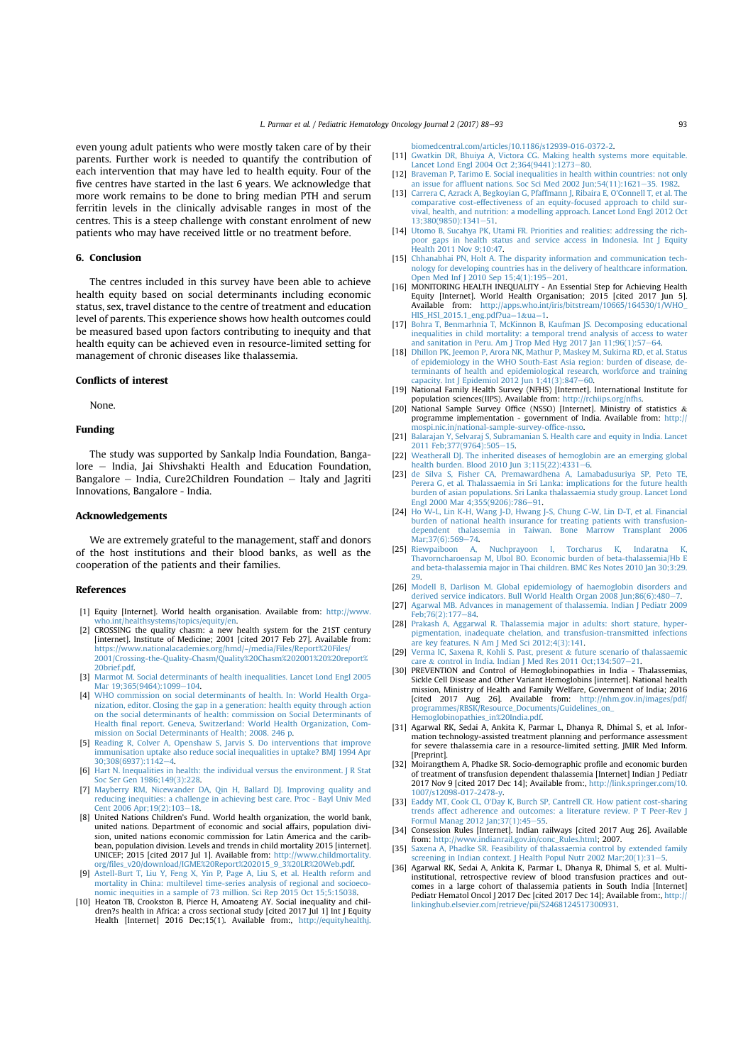even young adult patients who were mostly taken care of by their parents. Further work is needed to quantify the contribution of each intervention that may have led to health equity. Four of the five centres have started in the last 6 years. We acknowledge that more work remains to be done to bring median PTH and serum ferritin levels in the clinically advisable ranges in most of the centres. This is a steep challenge with constant enrolment of new patients who may have received little or no treatment before.

## 6. Conclusion

The centres included in this survey have been able to achieve health equity based on social determinants including economic status, sex, travel distance to the centre of treatment and education level of parents. This experience shows how health outcomes could be measured based upon factors contributing to inequity and that health equity can be achieved even in resource-limited setting for management of chronic diseases like thalassemia.

## Conflicts of interest

None.

## Funding

The study was supported by Sankalp India Foundation, Bangalore – India, Jai Shivshakti Health and Education Foundation, Bangalore – India, Cure2Children Foundation – Italy and Jagriti Innovations, Bangalore - India.

## Acknowledgements

We are extremely grateful to the management, staff and donors of the host institutions and their blood banks, as well as the cooperation of the patients and their families.

## References

[1] Equity [Internet]. World health organisation. Available from: http://www.who.int/healthsystems/topics/equity/en.

[2] CROSSING the quality chasm: a new health system for the 21ST century [internet]. Institute of Medicine; 2001 [cited 2017 Feb 27]. Available from: https://www.nationalacademies.org/hmd/~/media/Files/Report%20Files/2001/Crossing-the-Quality-Chasm/Quality%20Chasm%202001%20%20report%20brief.pdf.

[3] Marmot M. Social determinants of health inequalities. Lancet Lond Engl 2005 Mar 19;365(9464):1099–104.

[4] WHO commission on social determinants of health. In: World Health Organization, editor. Closing the gap in a generation: health equity through action on the social determinants of health: commission on Social Determinants of Health final report. Geneva, Switzerland: World Health Organization, Commission on Social Determinants of Health; 2008. 246 p.

[5] Reading R, Colver A, Openshaw S, Jarvis S. Do interventions that improve immunisation uptake also reduce social inequalities in uptake? BMJ 1994 Apr 30;308(6937):1142–4.

[6] Hart N. Inequalities in health: the individual versus the environment. J R Stat Soc Ser Gen 1986;149(3):228.

[7] Mayberry RM, Nicewander DA, Qin H, Ballard DJ. Improving quality and reducing inequities: a challenge in achieving best care. Proc - Bayl Univ Med Cent 2006 Apr;19(2):103–18.

[8] United Nations Children's Fund. World health organization, the world bank, united nations. Department of economic and social affairs, population division, united nations economic commission for Latin America and the caribbean, population division. Levels and trends in child mortality 2015 [internet]. UNICEF; 2015 [cited 2017 Jul 1]. Available from: http://www.childmortality.org/files_v20/download/IGME%20Report%202015_9_3%20LR%20Web.pdf.

[9] Astell-Burt T, Liu Y, Feng X, Yin P, Page A, Liu S, et al. Health reform and mortality in China: multilevel time-series analysis of regional and socioeconomic inequities in a sample of 73 million. Sci Rep 2015 Oct 15;5:15038.

[10] Heaton TB, Crookston B, Pierce H, Amoateng AY. Social inequality and children?s health in Africa: a cross sectional study [cited 2017 Jul 1] Int J Equity Health [Internet] 2016 Dec;15(1). Available from:, http://equityhealthj.biomedcentral.com/articles/10.1186/s12939-016-0372-2.

[11] Gwatkin DR, Bhuiya A, Victora CG. Making health systems more equitable. Lancet Lond Engl 2004 Oct 2;364(9441):1273–80.

[12] Braveman P, Tarimo E. Social inequalities in health within countries: not only an issue for affluent nations. Soc Sci Med 2002 Jun;54(11):1621–35. 1982.

[13] Carrera C, Azrack A, Begkoyian G, Pfaffmann J, Ribaira E, O'Connell T, et al. The comparative cost-effectiveness of an equity-focused approach to child survival, health, and nutrition: a modelling approach. Lancet Lond Engl 2012 Oct 13;380(9850):1341–51.

[14] Utomo B, Sucahya PK, Utami FR. Priorities and realities: addressing the rich-poor gaps in health status and service access in Indonesia. Int J Equity Health 2011 Nov 9;10:47.

[15] Chhanabhai PN, Holt A. The disparity information and communication technology for developing countries has in the delivery of healthcare information. Open Med Inf J 2010 Sep 15;4(1):195–201.

[16] MONITORING HEALTH INEQUALITY - An Essential Step for Achieving Health Equity [Internet]. World Health Organisation; 2015 [cited 2017 Jun 5]. Available from: http://apps.who.int/iris/bitstream/10665/164530/1/WHO_HIS_HSI_2015.1_eng.pdf?ua=1&ua=1.

[17] Bohra T, Benmarhnia T, McKinnon B, Kaufman JS. Decomposing educational inequalities in child mortality: a temporal trend analysis of access to water and sanitation in Peru. Am J Trop Med Hyg 2017 Jan 11;96(1):57–64.

[18] Dhillon PK, Jeemon P, Arora NK, Mathur P, Maskey M, Sukirna RD, et al. Status of epidemiology in the WHO South-East Asia region: burden of disease, determinants of health and epidemiological research, workforce and training capacity. Int J Epidemiol 2012 Jun 1;41(3):847–60.

[19] National Family Health Survey (NFHS) [Internet]. International Institute for population sciences(IIPS). Available from: http://rchiips.org/nfhs.

[20] National Sample Survey Office (NSSO) [Internet]. Ministry of statistics & programme implementation - government of India. Available from: http://mospi.nic.in/national-sample-survey-office-nsso.

[21] Balarajan Y, Selvaraj S, Subramanian S. Health care and equity in India. Lancet 2011 Feb;377(9764):505–15.

[22] Weatherall DJ. The inherited diseases of hemoglobin are an emerging global health burden. Blood 2010 Jun 3;115(22):4331–6.

[23] de Silva S, Fisher CA, Premawardhena A, Lamabadusuriya SP, Peto TE, Perera G, et al. Thalassaemia in Sri Lanka: implications for the future health burden of asian populations. Sri Lanka thalassaemia study group. Lancet Lond Engl 2000 Mar 4;355(9206):786–91.

[24] Ho W-L, Lin K-H, Wang J-D, Hwang J-S, Chung C-W, Lin D-T, et al. Financial burden of national health insurance for treating patients with transfusion-dependent thalassemia in Taiwan. Bone Marrow Transplant 2006 Mar;37(6):569–74.

[25] Riewpaiboon A, Nuchprayoon I, Torcharus K, Indaratna K, Thavorncharoensap M, Ubol BO. Economic burden of beta-thalassemia/Hb E and beta-thalassemia major in Thai children. BMC Res Notes 2010 Jan 30;3:29. 29.

[26] Modell B, Darlison M. Global epidemiology of haemoglobin disorders and derived service indicators. Bull World Health Organ 2008 Jun;86(6):480–7.

[27] Agarwal MB. Advances in management of thalassemia. Indian J Pediatr 2009 Feb;76(2):177–84.

[28] Prakash A, Aggarwal R. Thalassemia major in adults: short stature, hyperpigmentation, inadequate chelation, and transfusion-transmitted infections are key features. N Am J Med Sci 2012;4(3):141.

[29] Verma IC, Saxena R, Kohli S. Past, present & future scenario of thalassaemic care & control in India. Indian J Med Res 2011 Oct;134:507–21.

[30] PREVENTION and Control of Hemoglobinopathies in India - Thalassemias, Sickle Cell Disease and Other Variant Hemoglobins [internet]. National health mission, Ministry of Health and Family Welfare, Government of India; 2016 [cited 2017 Aug 26]. Available from: http://nhm.gov.in/images/pdf/programmes/RBSK/Resource_Documents/Guidelines_on_Hemoglobinopathies_in%20India.pdf.

[31] Agarwal RK, Sedai A, Ankita K, Parmar L, Dhanya R, Dhimal S, et al. Information technology-assisted treatment planning and performance assessment for severe thalassemia care in a resource-limited setting. JMIR Med Inform. [Preprint].

[32] Moirangthem A, Phadke SR. Socio-demographic profile and economic burden of treatment of transfusion dependent thalassemia [Internet] Indian J Pediatr 2017 Nov 9 [cited 2017 Dec 14]; Available from:, http://link.springer.com/10.1007/s12098-017-2478-y.

[33] Eaddy MT, Cook CL, O'Day K, Burch SP, Cantrell CR. How patient cost-sharing trends affect adherence and outcomes: a literature review. P T Peer-Rev J Formul Manag 2012 Jan;37(1):45–55.

[34] Consession Rules [Internet]. Indian railways [cited 2017 Aug 26]. Available from: http://www.indianrail.gov.in/conc_Rules.html; 2007.

[35] Saxena A, Phadke SR. Feasibility of thalassaemia control by extended family screening in Indian context. J Health Popul Nutr 2002 Mar;20(1):31–5.

[36] Agarwal RK, Sedai A, Ankita K, Parmar L, Dhanya R, Dhimal S, et al. Multi-institutional, retrospective review of blood transfusion practices and outcomes in a large cohort of thalassemia patients in South India [Internet] Pediatr Hematol Oncol J 2017 Dec [cited 2017 Dec 14]; Available from:, http://linkinghub.elsevier.com/retrieve/pii/S2468124517300931.